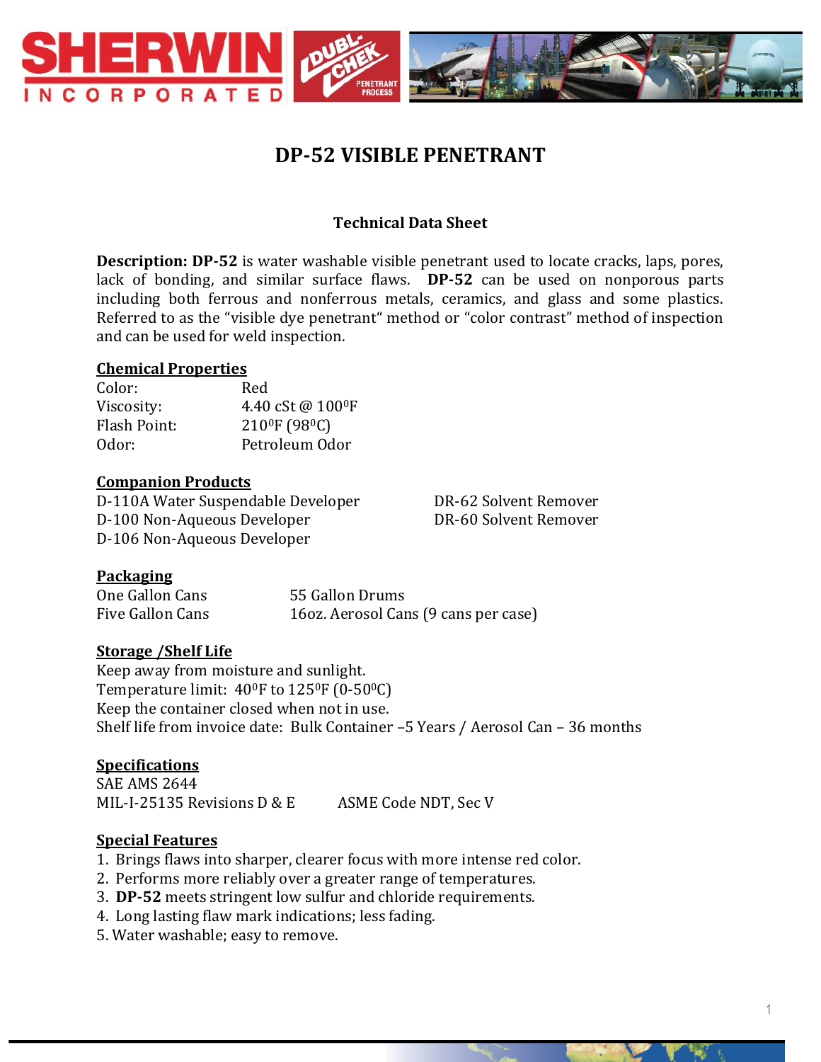# DP-52 VISIBLE PENETRANT

## Technical Data Sheet

**Description: DP-52** is water washable visible penetrant used to locate cracks, laps, pores, lack of bonding, and similar surface flaws. **DP-52** can be used on nonporous parts including both ferrous and nonferrous metals, ceramics, and glass and some plastics. Referred to as the "visible dye penetrant" method or "color contrast" method of inspection and can be used for weld inspection.

### Chemical Properties

| | |
|---|---|
| Color: | Red |
| Viscosity: | 4.40 cSt @ 100$^0$F |
| Flash Point: | 210$^0$F (98$^0$C) |
| Odor: | Petroleum Odor |

### Companion Products

| | |
|---|---|
| D-110A Water Suspendable Developer | DR-62 Solvent Remover |
| D-100 Non-Aqueous Developer | DR-60 Solvent Remover |
| D-106 Non-Aqueous Developer | |

### Packaging

| | |
|---|---|
| One Gallon Cans | 55 Gallon Drums |
| Five Gallon Cans | 16oz. Aerosol Cans (9 cans per case) |

### Storage /Shelf Life

Keep away from moisture and sunlight.
Temperature limit: 40$^0$F to 125$^0$F (0-50$^0$C)
Keep the container closed when not in use.
Shelf life from invoice date: Bulk Container –5 Years / Aerosol Can – 36 months

### Specifications

SAE AMS 2644
MIL-I-25135 Revisions D & E
ASME Code NDT, Sec V

### Special Features

1. Brings flaws into sharper, clearer focus with more intense red color.
2. Performs more reliably over a greater range of temperatures.
3. **DP-52** meets stringent low sulfur and chloride requirements.
4. Long lasting flaw mark indications; less fading.
5. Water washable; easy to remove.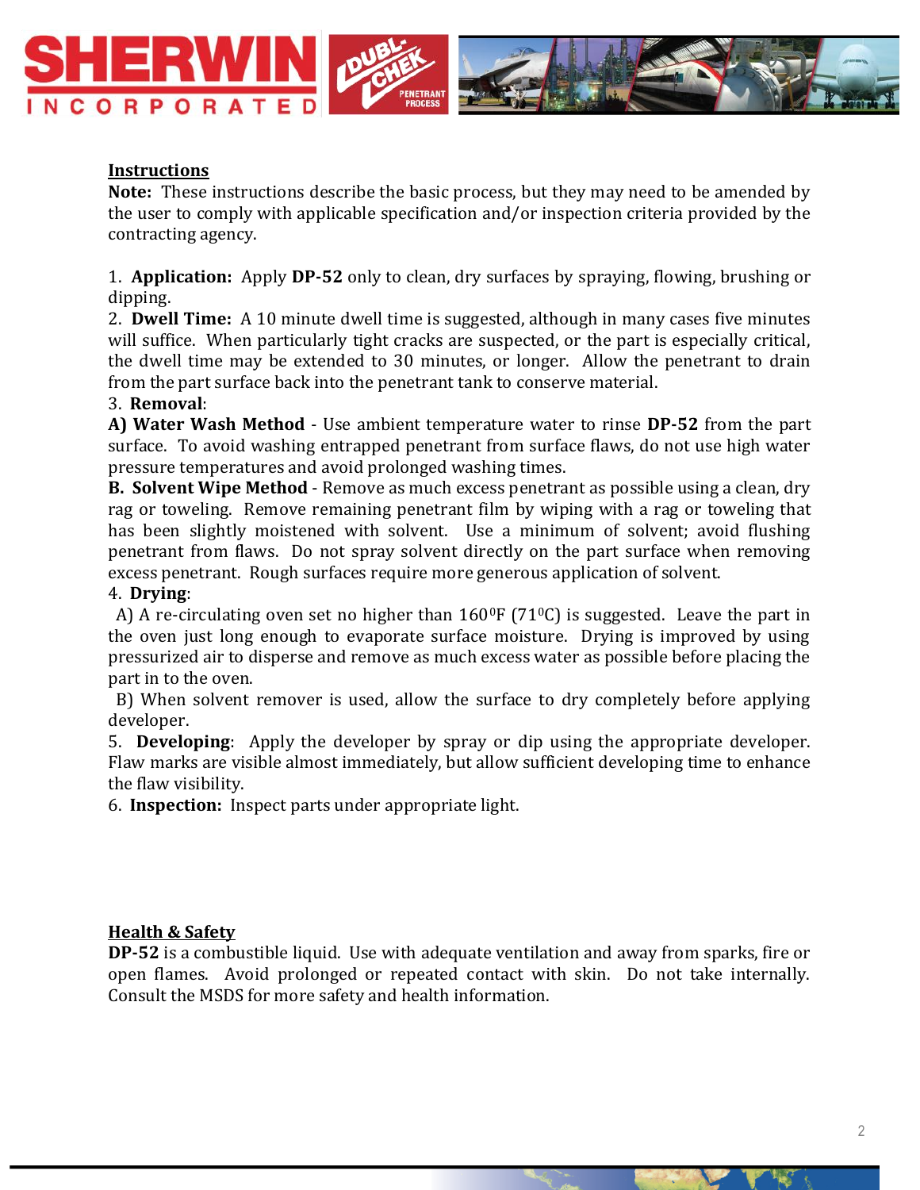**Instructions**

**Note:** These instructions describe the basic process, but they may need to be amended by the user to comply with applicable specification and/or inspection criteria provided by the contracting agency.

1. **Application:** Apply **DP-52** only to clean, dry surfaces by spraying, flowing, brushing or dipping.
2. **Dwell Time:** A 10 minute dwell time is suggested, although in many cases five minutes will suffice. When particularly tight cracks are suspected, or the part is especially critical, the dwell time may be extended to 30 minutes, or longer. Allow the penetrant to drain from the part surface back into the penetrant tank to conserve material.
3. **Removal**:

**A) Water Wash Method** - Use ambient temperature water to rinse **DP-52** from the part surface. To avoid washing entrapped penetrant from surface flaws, do not use high water pressure temperatures and avoid prolonged washing times.

**B. Solvent Wipe Method** - Remove as much excess penetrant as possible using a clean, dry rag or toweling. Remove remaining penetrant film by wiping with a rag or toweling that has been slightly moistened with solvent. Use a minimum of solvent; avoid flushing penetrant from flaws. Do not spray solvent directly on the part surface when removing excess penetrant. Rough surfaces require more generous application of solvent.

4. **Drying**:

A) A re-circulating oven set no higher than 160$^0$F (71$^0$C) is suggested. Leave the part in the oven just long enough to evaporate surface moisture. Drying is improved by using pressurized air to disperse and remove as much excess water as possible before placing the part in to the oven.

B) When solvent remover is used, allow the surface to dry completely before applying developer.

5. **Developing**: Apply the developer by spray or dip using the appropriate developer. Flaw marks are visible almost immediately, but allow sufficient developing time to enhance the flaw visibility.
6. **Inspection:** Inspect parts under appropriate light.

**Health & Safety**

**DP-52** is a combustible liquid. Use with adequate ventilation and away from sparks, fire or open flames. Avoid prolonged or repeated contact with skin. Do not take internally. Consult the MSDS for more safety and health information.